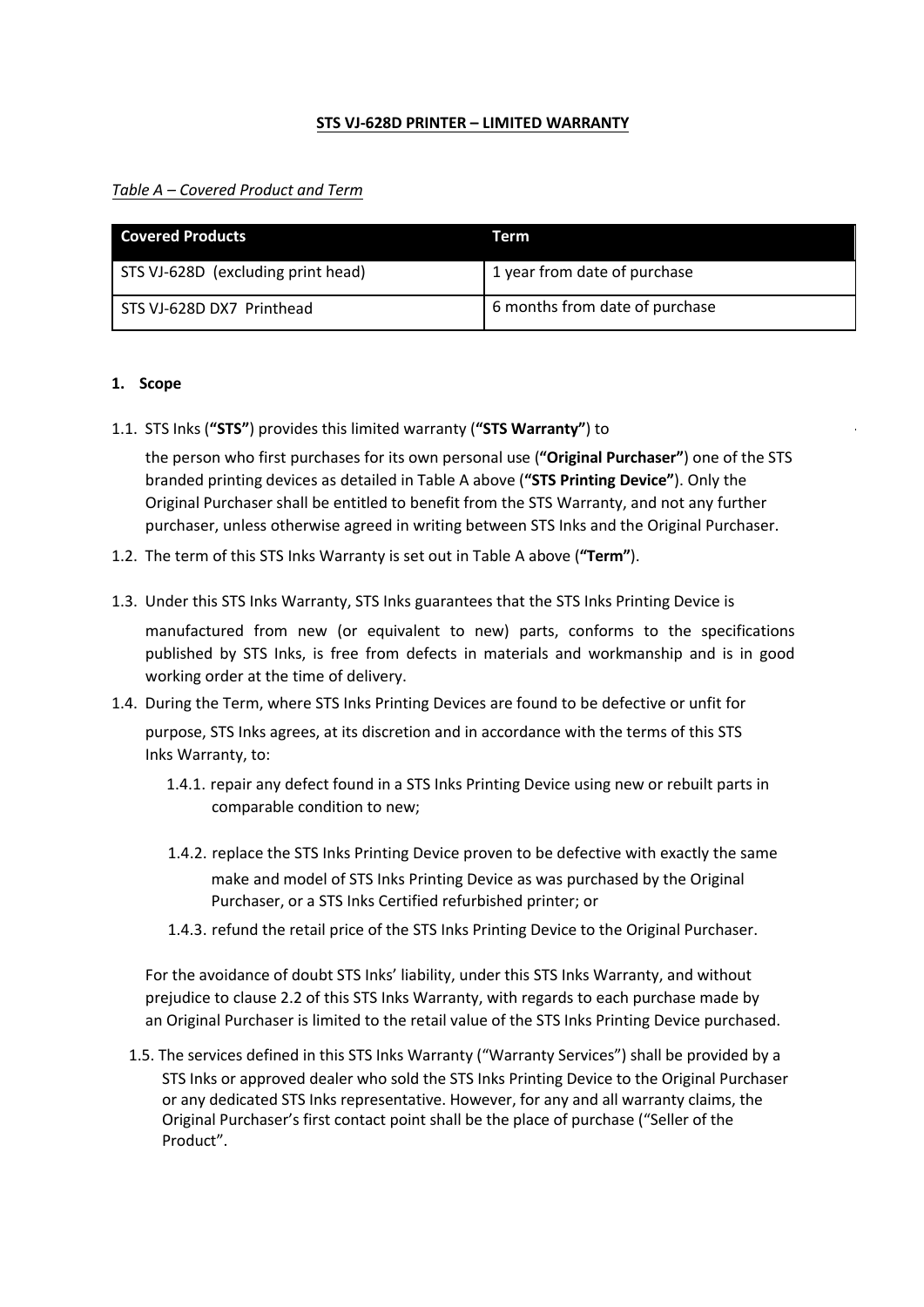**STS VJ-628D PRINTER – LIMITED WARRANTY**

*Table A – Covered Product and Term*

| Covered Products | Term |
| --- | --- |
| STS VJ-628D (excluding print head) | 1 year from date of purchase |
| STS VJ-628D DX7 Printhead | 6 months from date of purchase |

**1. Scope**

1.1. STS Inks (**"STS"**) provides this limited warranty (**"STS Warranty"**) to the person who first purchases for its own personal use (**"Original Purchaser"**) one of the STS branded printing devices as detailed in Table A above (**"STS Printing Device"**). Only the Original Purchaser shall be entitled to benefit from the STS Warranty, and not any further purchaser, unless otherwise agreed in writing between STS Inks and the Original Purchaser.

1.2. The term of this STS Inks Warranty is set out in Table A above (**"Term"**).

1.3. Under this STS Inks Warranty, STS Inks guarantees that the STS Inks Printing Device is manufactured from new (or equivalent to new) parts, conforms to the specifications published by STS Inks, is free from defects in materials and workmanship and is in good working order at the time of delivery.

1.4. During the Term, where STS Inks Printing Devices are found to be defective or unfit for purpose, STS Inks agrees, at its discretion and in accordance with the terms of this STS Inks Warranty, to:

1.4.1. repair any defect found in a STS Inks Printing Device using new or rebuilt parts in comparable condition to new;

1.4.2. replace the STS Inks Printing Device proven to be defective with exactly the same make and model of STS Inks Printing Device as was purchased by the Original Purchaser, or a STS Inks Certified refurbished printer; or

1.4.3. refund the retail price of the STS Inks Printing Device to the Original Purchaser.

For the avoidance of doubt STS Inks' liability, under this STS Inks Warranty, and without prejudice to clause 2.2 of this STS Inks Warranty, with regards to each purchase made by an Original Purchaser is limited to the retail value of the STS Inks Printing Device purchased.

1.5. The services defined in this STS Inks Warranty ("Warranty Services") shall be provided by a STS Inks or approved dealer who sold the STS Inks Printing Device to the Original Purchaser or any dedicated STS Inks representative. However, for any and all warranty claims, the Original Purchaser's first contact point shall be the place of purchase ("Seller of the Product".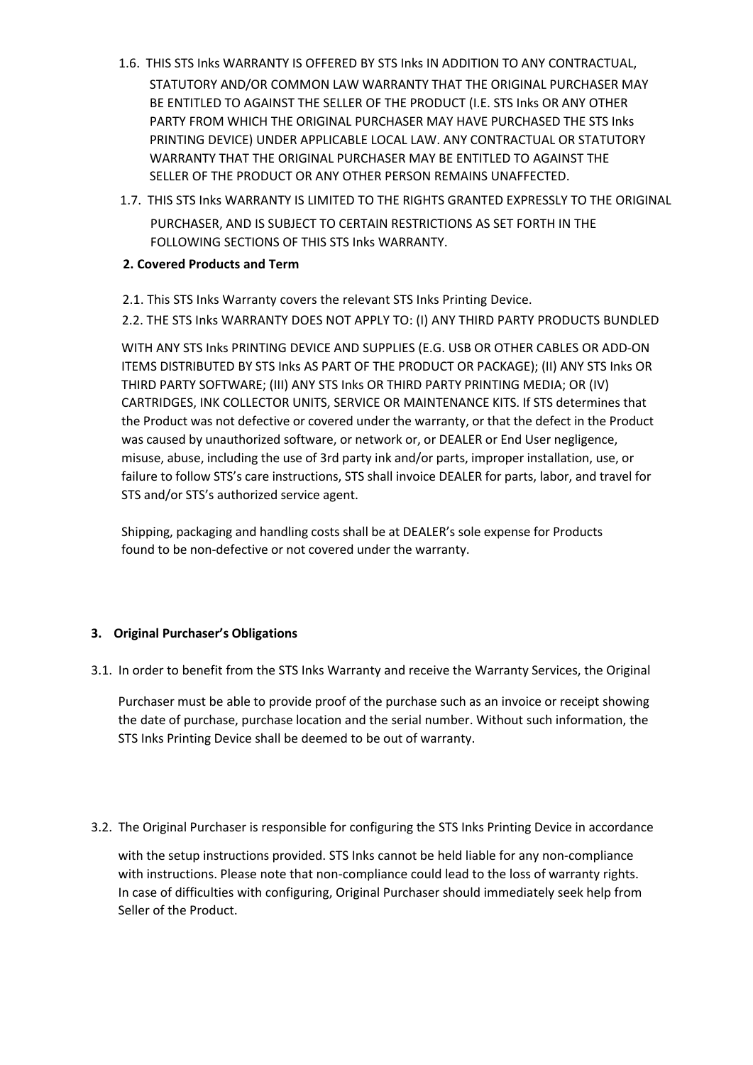1.6. THIS STS Inks WARRANTY IS OFFERED BY STS Inks IN ADDITION TO ANY CONTRACTUAL, STATUTORY AND/OR COMMON LAW WARRANTY THAT THE ORIGINAL PURCHASER MAY BE ENTITLED TO AGAINST THE SELLER OF THE PRODUCT (I.E. STS Inks OR ANY OTHER PARTY FROM WHICH THE ORIGINAL PURCHASER MAY HAVE PURCHASED THE STS Inks PRINTING DEVICE) UNDER APPLICABLE LOCAL LAW. ANY CONTRACTUAL OR STATUTORY WARRANTY THAT THE ORIGINAL PURCHASER MAY BE ENTITLED TO AGAINST THE SELLER OF THE PRODUCT OR ANY OTHER PERSON REMAINS UNAFFECTED.

1.7. THIS STS Inks WARRANTY IS LIMITED TO THE RIGHTS GRANTED EXPRESSLY TO THE ORIGINAL PURCHASER, AND IS SUBJECT TO CERTAIN RESTRICTIONS AS SET FORTH IN THE FOLLOWING SECTIONS OF THIS STS Inks WARRANTY.

**2. Covered Products and Term**

2.1. This STS Inks Warranty covers the relevant STS Inks Printing Device.

2.2. THE STS Inks WARRANTY DOES NOT APPLY TO: (I) ANY THIRD PARTY PRODUCTS BUNDLED WITH ANY STS Inks PRINTING DEVICE AND SUPPLIES (E.G. USB OR OTHER CABLES OR ADD-ON ITEMS DISTRIBUTED BY STS Inks AS PART OF THE PRODUCT OR PACKAGE); (II) ANY STS Inks OR THIRD PARTY SOFTWARE; (III) ANY STS Inks OR THIRD PARTY PRINTING MEDIA; OR (IV) CARTRIDGES, INK COLLECTOR UNITS, SERVICE OR MAINTENANCE KITS. If STS determines that the Product was not defective or covered under the warranty, or that the defect in the Product was caused by unauthorized software, or network or, or DEALER or End User negligence, misuse, abuse, including the use of 3rd party ink and/or parts, improper installation, use, or failure to follow STS's care instructions, STS shall invoice DEALER for parts, labor, and travel for STS and/or STS's authorized service agent.

Shipping, packaging and handling costs shall be at DEALER's sole expense for Products found to be non-defective or not covered under the warranty.

**3. Original Purchaser's Obligations**

3.1. In order to benefit from the STS Inks Warranty and receive the Warranty Services, the Original Purchaser must be able to provide proof of the purchase such as an invoice or receipt showing the date of purchase, purchase location and the serial number. Without such information, the STS Inks Printing Device shall be deemed to be out of warranty.

3.2. The Original Purchaser is responsible for configuring the STS Inks Printing Device in accordance with the setup instructions provided. STS Inks cannot be held liable for any non-compliance with instructions. Please note that non-compliance could lead to the loss of warranty rights. In case of difficulties with configuring, Original Purchaser should immediately seek help from Seller of the Product.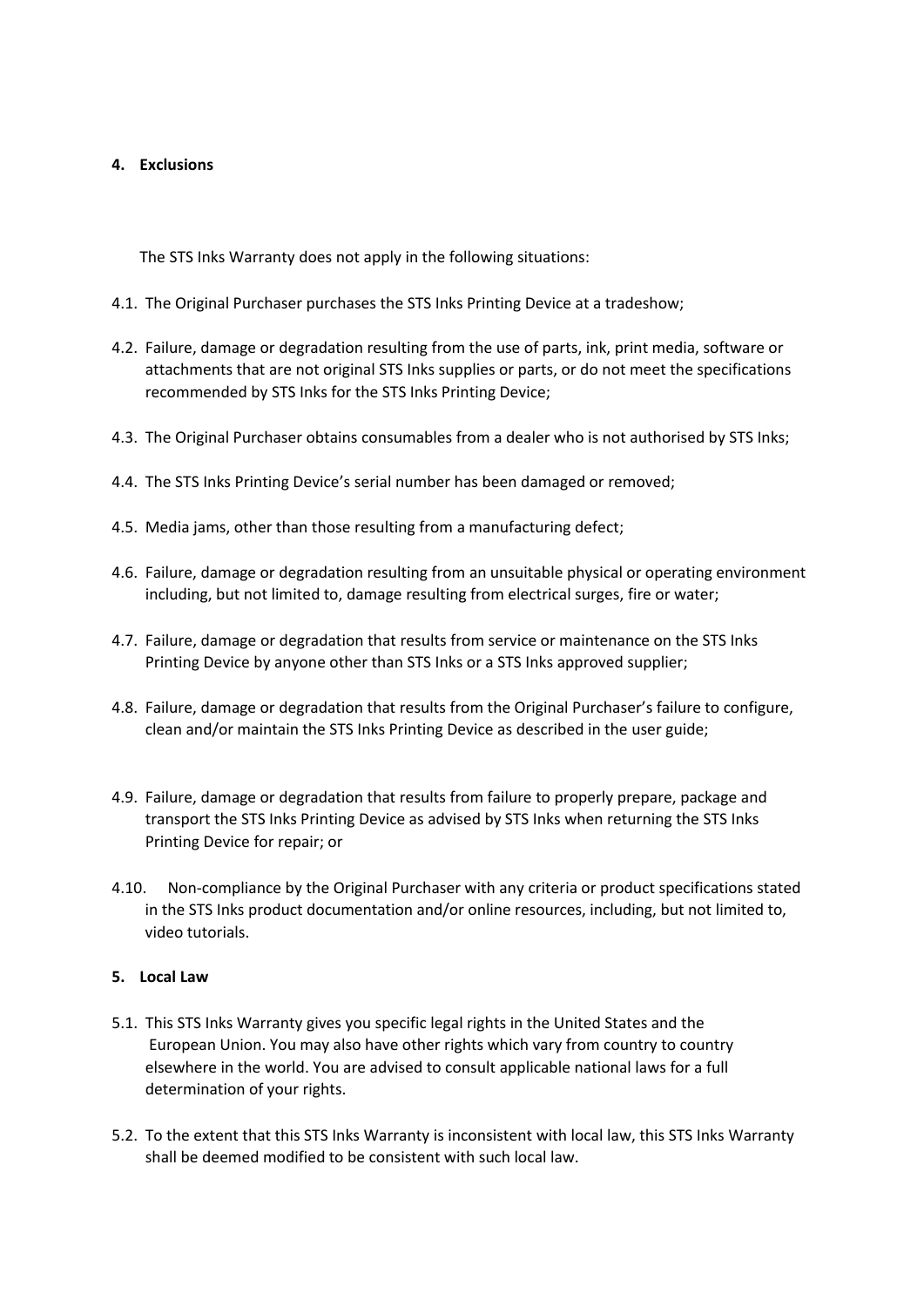**4. Exclusions**

The STS Inks Warranty does not apply in the following situations:

4.1. The Original Purchaser purchases the STS Inks Printing Device at a tradeshow;

4.2. Failure, damage or degradation resulting from the use of parts, ink, print media, software or attachments that are not original STS Inks supplies or parts, or do not meet the specifications recommended by STS Inks for the STS Inks Printing Device;

4.3. The Original Purchaser obtains consumables from a dealer who is not authorised by STS Inks;

4.4. The STS Inks Printing Device's serial number has been damaged or removed;

4.5. Media jams, other than those resulting from a manufacturing defect;

4.6. Failure, damage or degradation resulting from an unsuitable physical or operating environment including, but not limited to, damage resulting from electrical surges, fire or water;

4.7. Failure, damage or degradation that results from service or maintenance on the STS Inks Printing Device by anyone other than STS Inks or a STS Inks approved supplier;

4.8. Failure, damage or degradation that results from the Original Purchaser's failure to configure, clean and/or maintain the STS Inks Printing Device as described in the user guide;

4.9. Failure, damage or degradation that results from failure to properly prepare, package and transport the STS Inks Printing Device as advised by STS Inks when returning the STS Inks Printing Device for repair; or

4.10. Non-compliance by the Original Purchaser with any criteria or product specifications stated in the STS Inks product documentation and/or online resources, including, but not limited to, video tutorials.

**5. Local Law**

5.1. This STS Inks Warranty gives you specific legal rights in the United States and the European Union. You may also have other rights which vary from country to country elsewhere in the world. You are advised to consult applicable national laws for a full determination of your rights.

5.2. To the extent that this STS Inks Warranty is inconsistent with local law, this STS Inks Warranty shall be deemed modified to be consistent with such local law.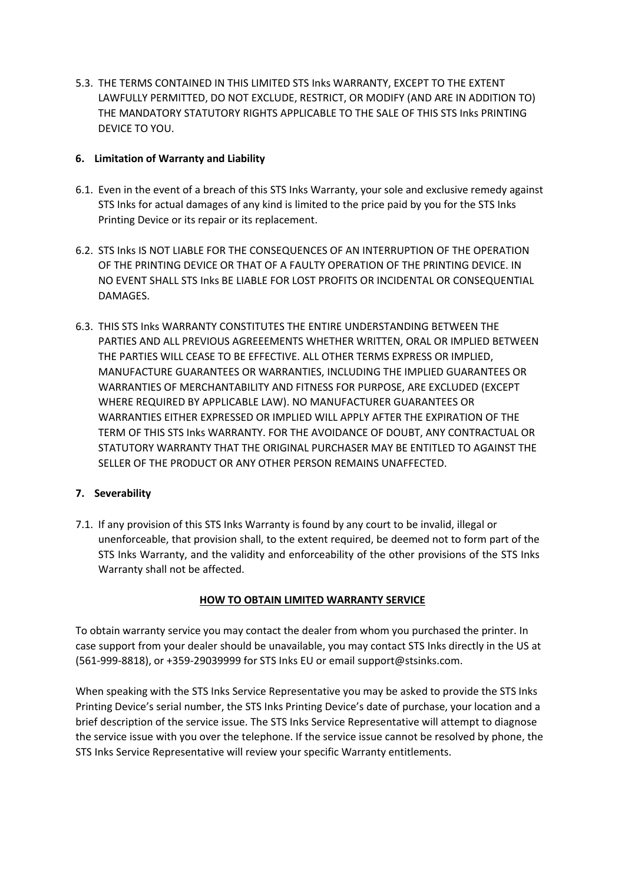5.3. THE TERMS CONTAINED IN THIS LIMITED STS Inks WARRANTY, EXCEPT TO THE EXTENT LAWFULLY PERMITTED, DO NOT EXCLUDE, RESTRICT, OR MODIFY (AND ARE IN ADDITION TO) THE MANDATORY STATUTORY RIGHTS APPLICABLE TO THE SALE OF THIS STS Inks PRINTING DEVICE TO YOU.

### 6. Limitation of Warranty and Liability

6.1. Even in the event of a breach of this STS Inks Warranty, your sole and exclusive remedy against STS Inks for actual damages of any kind is limited to the price paid by you for the STS Inks Printing Device or its repair or its replacement.

6.2. STS Inks IS NOT LIABLE FOR THE CONSEQUENCES OF AN INTERRUPTION OF THE OPERATION OF THE PRINTING DEVICE OR THAT OF A FAULTY OPERATION OF THE PRINTING DEVICE. IN NO EVENT SHALL STS Inks BE LIABLE FOR LOST PROFITS OR INCIDENTAL OR CONSEQUENTIAL DAMAGES.

6.3. THIS STS Inks WARRANTY CONSTITUTES THE ENTIRE UNDERSTANDING BETWEEN THE PARTIES AND ALL PREVIOUS AGREEEMENTS WHETHER WRITTEN, ORAL OR IMPLIED BETWEEN THE PARTIES WILL CEASE TO BE EFFECTIVE. ALL OTHER TERMS EXPRESS OR IMPLIED, MANUFACTURE GUARANTEES OR WARRANTIES, INCLUDING THE IMPLIED GUARANTEES OR WARRANTIES OF MERCHANTABILITY AND FITNESS FOR PURPOSE, ARE EXCLUDED (EXCEPT WHERE REQUIRED BY APPLICABLE LAW). NO MANUFACTURER GUARANTEES OR WARRANTIES EITHER EXPRESSED OR IMPLIED WILL APPLY AFTER THE EXPIRATION OF THE TERM OF THIS STS Inks WARRANTY. FOR THE AVOIDANCE OF DOUBT, ANY CONTRACTUAL OR STATUTORY WARRANTY THAT THE ORIGINAL PURCHASER MAY BE ENTITLED TO AGAINST THE SELLER OF THE PRODUCT OR ANY OTHER PERSON REMAINS UNAFFECTED.

### 7. Severability

7.1. If any provision of this STS Inks Warranty is found by any court to be invalid, illegal or unenforceable, that provision shall, to the extent required, be deemed not to form part of the STS Inks Warranty, and the validity and enforceability of the other provisions of the STS Inks Warranty shall not be affected.

## HOW TO OBTAIN LIMITED WARRANTY SERVICE

To obtain warranty service you may contact the dealer from whom you purchased the printer. In case support from your dealer should be unavailable, you may contact STS Inks directly in the US at (561-999-8818), or +359-29039999 for STS Inks EU or email support@stsinks.com.

When speaking with the STS Inks Service Representative you may be asked to provide the STS Inks Printing Device's serial number, the STS Inks Printing Device's date of purchase, your location and a brief description of the service issue. The STS Inks Service Representative will attempt to diagnose the service issue with you over the telephone. If the service issue cannot be resolved by phone, the STS Inks Service Representative will review your specific Warranty entitlements.